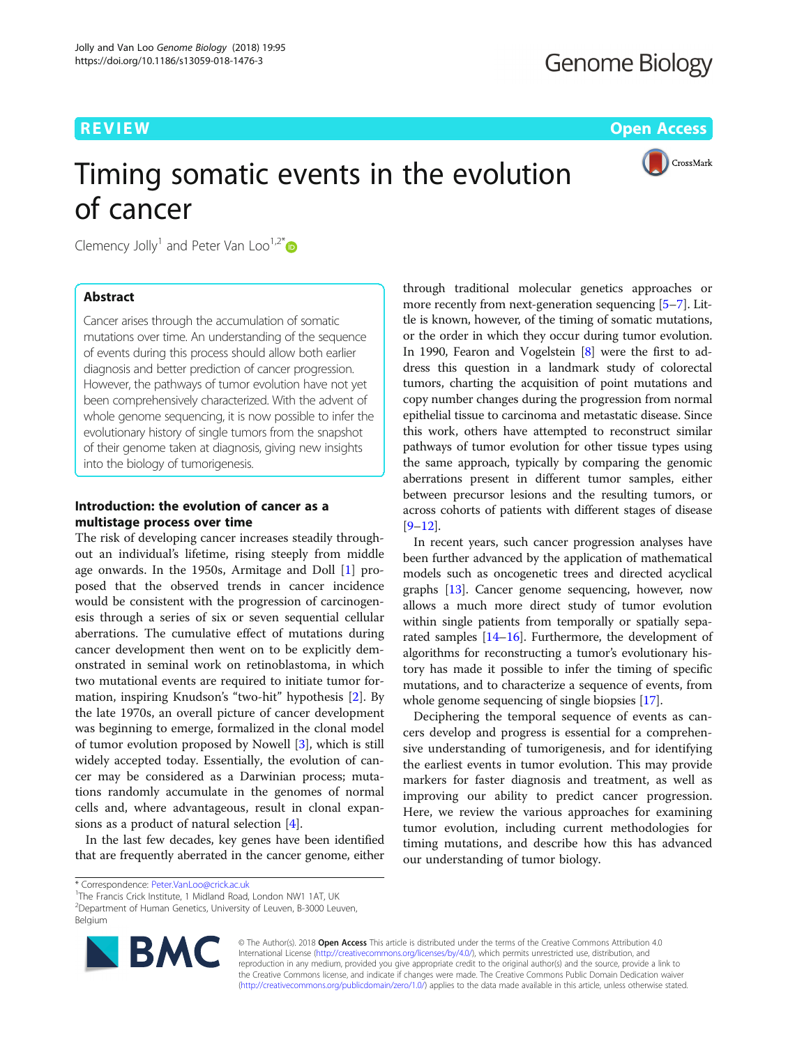REVIEW

Open Access

# Timing somatic events in the evolution of cancer

Clemency Jolly[1] and Peter Van Loo[1,2*]

## Abstract

Cancer arises through the accumulation of somatic mutations over time. An understanding of the sequence of events during this process should allow both earlier diagnosis and better prediction of cancer progression. However, the pathways of tumor evolution have not yet been comprehensively characterized. With the advent of whole genome sequencing, it is now possible to infer the evolutionary history of single tumors from the snapshot of their genome taken at diagnosis, giving new insights into the biology of tumorigenesis.

## Introduction: the evolution of cancer as a multistage process over time

The risk of developing cancer increases steadily throughout an individual's lifetime, rising steeply from middle age onwards. In the 1950s, Armitage and Doll [1] proposed that the observed trends in cancer incidence would be consistent with the progression of carcinogenesis through a series of six or seven sequential cellular aberrations. The cumulative effect of mutations during cancer development then went on to be explicitly demonstrated in seminal work on retinoblastoma, in which two mutational events are required to initiate tumor formation, inspiring Knudson's "two-hit" hypothesis [2]. By the late 1970s, an overall picture of cancer development was beginning to emerge, formalized in the clonal model of tumor evolution proposed by Nowell [3], which is still widely accepted today. Essentially, the evolution of cancer may be considered as a Darwinian process; mutations randomly accumulate in the genomes of normal cells and, where advantageous, result in clonal expansions as a product of natural selection [4].

In the last few decades, key genes have been identified that are frequently aberrated in the cancer genome, either through traditional molecular genetics approaches or more recently from next-generation sequencing [5–7]. Little is known, however, of the timing of somatic mutations, or the order in which they occur during tumor evolution. In 1990, Fearon and Vogelstein [8] were the first to address this question in a landmark study of colorectal tumors, charting the acquisition of point mutations and copy number changes during the progression from normal epithelial tissue to carcinoma and metastatic disease. Since this work, others have attempted to reconstruct similar pathways of tumor evolution for other tissue types using the same approach, typically by comparing the genomic aberrations present in different tumor samples, either between precursor lesions and the resulting tumors, or across cohorts of patients with different stages of disease [9–12].

In recent years, such cancer progression analyses have been further advanced by the application of mathematical models such as oncogenetic trees and directed acyclical graphs [13]. Cancer genome sequencing, however, now allows a much more direct study of tumor evolution within single patients from temporally or spatially separated samples [14–16]. Furthermore, the development of algorithms for reconstructing a tumor's evolutionary history has made it possible to infer the timing of specific mutations, and to characterize a sequence of events, from whole genome sequencing of single biopsies [17].

Deciphering the temporal sequence of events as cancers develop and progress is essential for a comprehensive understanding of tumorigenesis, and for identifying the earliest events in tumor evolution. This may provide markers for faster diagnosis and treatment, as well as improving our ability to predict cancer progression. Here, we review the various approaches for examining tumor evolution, including current methodologies for timing mutations, and describe how this has advanced our understanding of tumor biology.

* Correspondence: Peter.VanLoo@crick.ac.uk
[1]The Francis Crick Institute, 1 Midland Road, London NW1 1AT, UK
[2]Department of Human Genetics, University of Leuven, B-3000 Leuven, Belgium

© The Author(s). 2018 **Open Access** This article is distributed under the terms of the Creative Commons Attribution 4.0 International License (http://creativecommons.org/licenses/by/4.0/), which permits unrestricted use, distribution, and reproduction in any medium, provided you give appropriate credit to the original author(s) and the source, provide a link to the Creative Commons license, and indicate if changes were made. The Creative Commons Public Domain Dedication waiver (http://creativecommons.org/publicdomain/zero/1.0/) applies to the data made available in this article, unless otherwise stated.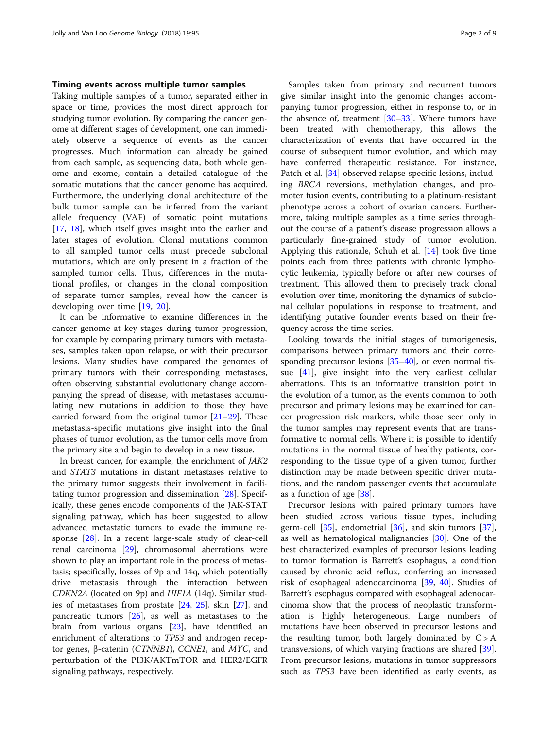### Timing events across multiple tumor samples

Taking multiple samples of a tumor, separated either in space or time, provides the most direct approach for studying tumor evolution. By comparing the cancer genome at different stages of development, one can immediately observe a sequence of events as the cancer progresses. Much information can already be gained from each sample, as sequencing data, both whole genome and exome, contain a detailed catalogue of the somatic mutations that the cancer genome has acquired. Furthermore, the underlying clonal architecture of the bulk tumor sample can be inferred from the variant allele frequency (VAF) of somatic point mutations [17, 18], which itself gives insight into the earlier and later stages of evolution. Clonal mutations common to all sampled tumor cells must precede subclonal mutations, which are only present in a fraction of the sampled tumor cells. Thus, differences in the mutational profiles, or changes in the clonal composition of separate tumor samples, reveal how the cancer is developing over time [19, 20].

It can be informative to examine differences in the cancer genome at key stages during tumor progression, for example by comparing primary tumors with metastases, samples taken upon relapse, or with their precursor lesions. Many studies have compared the genomes of primary tumors with their corresponding metastases, often observing substantial evolutionary change accompanying the spread of disease, with metastases accumulating new mutations in addition to those they have carried forward from the original tumor [21–29]. These metastasis-specific mutations give insight into the final phases of tumor evolution, as the tumor cells move from the primary site and begin to develop in a new tissue.

In breast cancer, for example, the enrichment of *JAK2* and *STAT3* mutations in distant metastases relative to the primary tumor suggests their involvement in facilitating tumor progression and dissemination [28]. Specifically, these genes encode components of the JAK-STAT signaling pathway, which has been suggested to allow advanced metastatic tumors to evade the immune response [28]. In a recent large-scale study of clear-cell renal carcinoma [29], chromosomal aberrations were shown to play an important role in the process of metastasis; specifically, losses of 9p and 14q, which potentially drive metastasis through the interaction between *CDKN2A* (located on 9p) and *HIF1A* (14q). Similar studies of metastases from prostate [24, 25], skin [27], and pancreatic tumors [26], as well as metastases to the brain from various organs [23], have identified an enrichment of alterations to *TP53* and androgen receptor genes, β-catenin (*CTNNB1*), *CCNE1*, and *MYC*, and perturbation of the PI3K/AKTmTOR and HER2/EGFR signaling pathways, respectively.

Samples taken from primary and recurrent tumors give similar insight into the genomic changes accompanying tumor progression, either in response to, or in the absence of, treatment [30–33]. Where tumors have been treated with chemotherapy, this allows the characterization of events that have occurred in the course of subsequent tumor evolution, and which may have conferred therapeutic resistance. For instance, Patch et al. [34] observed relapse-specific lesions, including *BRCA* reversions, methylation changes, and promoter fusion events, contributing to a platinum-resistant phenotype across a cohort of ovarian cancers. Furthermore, taking multiple samples as a time series throughout the course of a patient's disease progression allows a particularly fine-grained study of tumor evolution. Applying this rationale, Schuh et al. [14] took five time points each from three patients with chronic lymphocytic leukemia, typically before or after new courses of treatment. This allowed them to precisely track clonal evolution over time, monitoring the dynamics of subclonal cellular populations in response to treatment, and identifying putative founder events based on their frequency across the time series.

Looking towards the initial stages of tumorigenesis, comparisons between primary tumors and their corresponding precursor lesions [35–40], or even normal tissue [41], give insight into the very earliest cellular aberrations. This is an informative transition point in the evolution of a tumor, as the events common to both precursor and primary lesions may be examined for cancer progression risk markers, while those seen only in the tumor samples may represent events that are transformative to normal cells. Where it is possible to identify mutations in the normal tissue of healthy patients, corresponding to the tissue type of a given tumor, further distinction may be made between specific driver mutations, and the random passenger events that accumulate as a function of age [38].

Precursor lesions with paired primary tumors have been studied across various tissue types, including germ-cell [35], endometrial [36], and skin tumors [37], as well as hematological malignancies [30]. One of the best characterized examples of precursor lesions leading to tumor formation is Barrett's esophagus, a condition caused by chronic acid reflux, conferring an increased risk of esophageal adenocarcinoma [39, 40]. Studies of Barrett's esophagus compared with esophageal adenocarcinoma show that the process of neoplastic transformation is highly heterogeneous. Large numbers of mutations have been observed in precursor lesions and the resulting tumor, both largely dominated by C > A transversions, of which varying fractions are shared [39]. From precursor lesions, mutations in tumor suppressors such as *TP53* have been identified as early events, as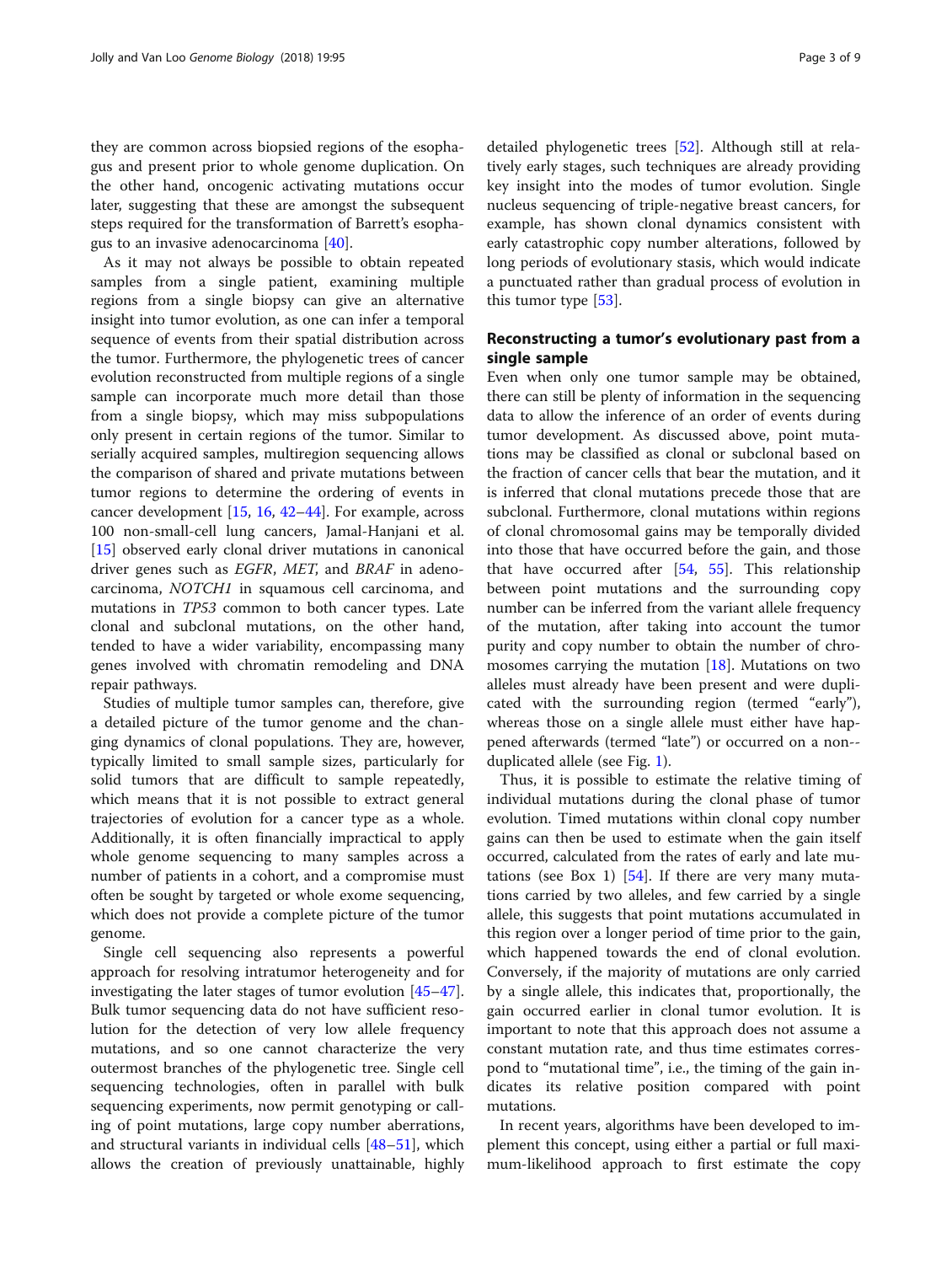they are common across biopsied regions of the esophagus and present prior to whole genome duplication. On the other hand, oncogenic activating mutations occur later, suggesting that these are amongst the subsequent steps required for the transformation of Barrett's esophagus to an invasive adenocarcinoma [40].

As it may not always be possible to obtain repeated samples from a single patient, examining multiple regions from a single biopsy can give an alternative insight into tumor evolution, as one can infer a temporal sequence of events from their spatial distribution across the tumor. Furthermore, the phylogenetic trees of cancer evolution reconstructed from multiple regions of a single sample can incorporate much more detail than those from a single biopsy, which may miss subpopulations only present in certain regions of the tumor. Similar to serially acquired samples, multiregion sequencing allows the comparison of shared and private mutations between tumor regions to determine the ordering of events in cancer development [15, 16, 42–44]. For example, across 100 non-small-cell lung cancers, Jamal-Hanjani et al. [15] observed early clonal driver mutations in canonical driver genes such as *EGFR*, *MET*, and *BRAF* in adenocarcinoma, *NOTCH1* in squamous cell carcinoma, and mutations in *TP53* common to both cancer types. Late clonal and subclonal mutations, on the other hand, tended to have a wider variability, encompassing many genes involved with chromatin remodeling and DNA repair pathways.

Studies of multiple tumor samples can, therefore, give a detailed picture of the tumor genome and the changing dynamics of clonal populations. They are, however, typically limited to small sample sizes, particularly for solid tumors that are difficult to sample repeatedly, which means that it is not possible to extract general trajectories of evolution for a cancer type as a whole. Additionally, it is often financially impractical to apply whole genome sequencing to many samples across a number of patients in a cohort, and a compromise must often be sought by targeted or whole exome sequencing, which does not provide a complete picture of the tumor genome.

Single cell sequencing also represents a powerful approach for resolving intratumor heterogeneity and for investigating the later stages of tumor evolution [45–47]. Bulk tumor sequencing data do not have sufficient resolution for the detection of very low allele frequency mutations, and so one cannot characterize the very outermost branches of the phylogenetic tree. Single cell sequencing technologies, often in parallel with bulk sequencing experiments, now permit genotyping or calling of point mutations, large copy number aberrations, and structural variants in individual cells [48–51], which allows the creation of previously unattainable, highly detailed phylogenetic trees [52]. Although still at relatively early stages, such techniques are already providing key insight into the modes of tumor evolution. Single nucleus sequencing of triple-negative breast cancers, for example, has shown clonal dynamics consistent with early catastrophic copy number alterations, followed by long periods of evolutionary stasis, which would indicate a punctuated rather than gradual process of evolution in this tumor type [53].

## Reconstructing a tumor's evolutionary past from a single sample

Even when only one tumor sample may be obtained, there can still be plenty of information in the sequencing data to allow the inference of an order of events during tumor development. As discussed above, point mutations may be classified as clonal or subclonal based on the fraction of cancer cells that bear the mutation, and it is inferred that clonal mutations precede those that are subclonal. Furthermore, clonal mutations within regions of clonal chromosomal gains may be temporally divided into those that have occurred before the gain, and those that have occurred after [54, 55]. This relationship between point mutations and the surrounding copy number can be inferred from the variant allele frequency of the mutation, after taking into account the tumor purity and copy number to obtain the number of chromosomes carrying the mutation [18]. Mutations on two alleles must already have been present and were duplicated with the surrounding region (termed "early"), whereas those on a single allele must either have happened afterwards (termed "late") or occurred on a non-duplicated allele (see Fig. 1).

Thus, it is possible to estimate the relative timing of individual mutations during the clonal phase of tumor evolution. Timed mutations within clonal copy number gains can then be used to estimate when the gain itself occurred, calculated from the rates of early and late mutations (see Box 1) [54]. If there are very many mutations carried by two alleles, and few carried by a single allele, this suggests that point mutations accumulated in this region over a longer period of time prior to the gain, which happened towards the end of clonal evolution. Conversely, if the majority of mutations are only carried by a single allele, this indicates that, proportionally, the gain occurred earlier in clonal tumor evolution. It is important to note that this approach does not assume a constant mutation rate, and thus time estimates correspond to "mutational time", i.e., the timing of the gain indicates its relative position compared with point mutations.

In recent years, algorithms have been developed to implement this concept, using either a partial or full maximum-likelihood approach to first estimate the copy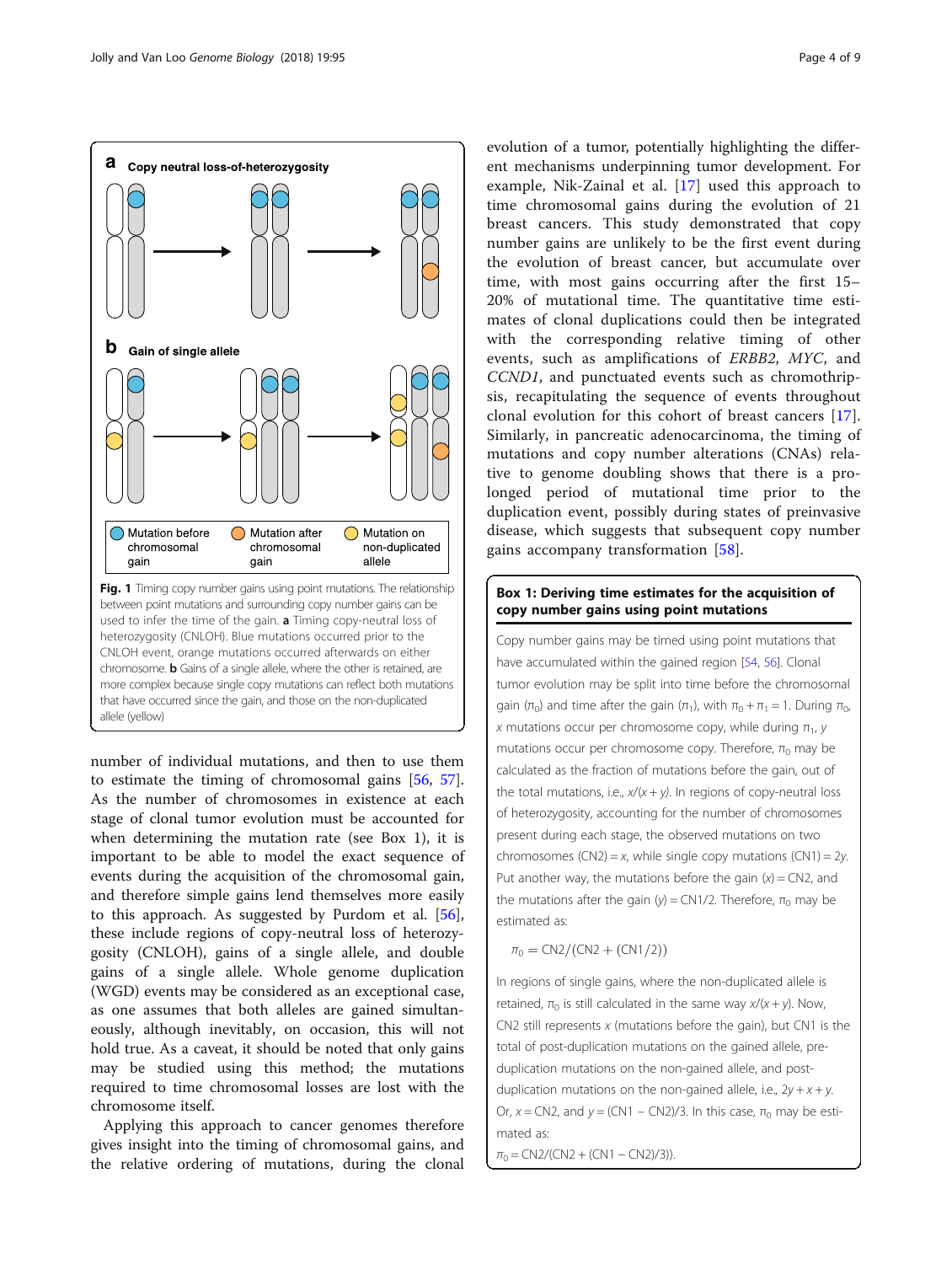Fig. 1 Timing copy number gains using point mutations. The relationship between point mutations and surrounding copy number gains can be used to infer the time of the gain. **a** Timing copy-neutral loss of heterozygosity (CNLOH). Blue mutations occurred prior to the CNLOH event, orange mutations occurred afterwards on either chromosome. **b** Gains of a single allele, where the other is retained, are more complex because single copy mutations can reflect both mutations that have occurred since the gain, and those on the non-duplicated allele (yellow)

number of individual mutations, and then to use them to estimate the timing of chromosomal gains [56, 57]. As the number of chromosomes in existence at each stage of clonal tumor evolution must be accounted for when determining the mutation rate (see Box 1), it is important to be able to model the exact sequence of events during the acquisition of the chromosomal gain, and therefore simple gains lend themselves more easily to this approach. As suggested by Purdom et al. [56], these include regions of copy-neutral loss of heterozygosity (CNLOH), gains of a single allele, and double gains of a single allele. Whole genome duplication (WGD) events may be considered as an exceptional case, as one assumes that both alleles are gained simultaneously, although inevitably, on occasion, this will not hold true. As a caveat, it should be noted that only gains may be studied using this method; the mutations required to time chromosomal losses are lost with the chromosome itself.

Applying this approach to cancer genomes therefore gives insight into the timing of chromosomal gains, and the relative ordering of mutations, during the clonal evolution of a tumor, potentially highlighting the different mechanisms underpinning tumor development. For example, Nik-Zainal et al. [17] used this approach to time chromosomal gains during the evolution of 21 breast cancers. This study demonstrated that copy number gains are unlikely to be the first event during the evolution of breast cancer, but accumulate over time, with most gains occurring after the first 15–20% of mutational time. The quantitative time estimates of clonal duplications could then be integrated with the corresponding relative timing of other events, such as amplifications of *ERBB2*, *MYC*, and *CCND1*, and punctuated events such as chromothripsis, recapitulating the sequence of events throughout clonal evolution for this cohort of breast cancers [17]. Similarly, in pancreatic adenocarcinoma, the timing of mutations and copy number alterations (CNAs) relative to genome doubling shows that there is a prolonged period of mutational time prior to the duplication event, possibly during states of preinvasive disease, which suggests that subsequent copy number gains accompany transformation [58].

**Box 1: Deriving time estimates for the acquisition of copy number gains using point mutations**

Copy number gains may be timed using point mutations that have accumulated within the gained region [54, 56]. Clonal tumor evolution may be split into time before the chromosomal gain ($\pi_0$) and time after the gain ($\pi_1$), with $\pi_0 + \pi_1 = 1$. During $\pi_0$, $x$ mutations occur per chromosome copy, while during $\pi_1$, $y$ mutations occur per chromosome copy. Therefore, $\pi_0$ may be calculated as the fraction of mutations before the gain, out of the total mutations, i.e., $x/(x + y)$. In regions of copy-neutral loss of heterozygosity, accounting for the number of chromosomes present during each stage, the observed mutations on two chromosomes (CN2) = $x$, while single copy mutations (CN1) = $2y$. Put another way, the mutations before the gain ($x$) = CN2, and the mutations after the gain ($y$) = CN1/2. Therefore, $\pi_0$ may be estimated as:

$$\pi_0 = \mathrm{CN2}/(\mathrm{CN2} + (\mathrm{CN1}/2))$$

In regions of single gains, where the non-duplicated allele is retained, $\pi_0$ is still calculated in the same way $x/(x + y)$. Now, CN2 still represents $x$ (mutations before the gain), but CN1 is the total of post-duplication mutations on the gained allele, pre-duplication mutations on the non-gained allele, and post-duplication mutations on the non-gained allele, i.e., $2y + x + y$. Or, $x$ = CN2, and $y$ = (CN1 − CN2)/3. In this case, $\pi_0$ may be estimated as:

$$\pi_0 = \mathrm{CN2}/(\mathrm{CN2} + (\mathrm{CN1} - \mathrm{CN2})/3)).$$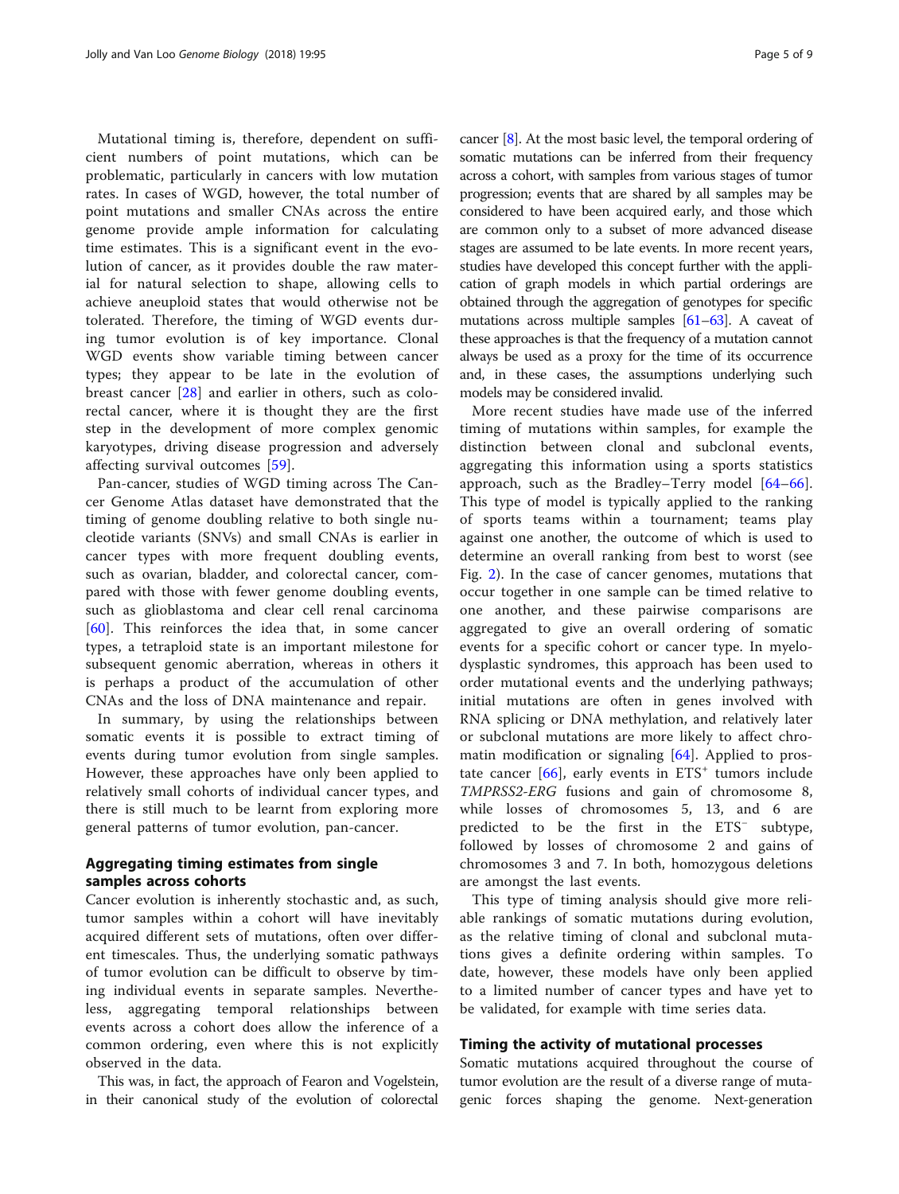Mutational timing is, therefore, dependent on sufficient numbers of point mutations, which can be problematic, particularly in cancers with low mutation rates. In cases of WGD, however, the total number of point mutations and smaller CNAs across the entire genome provide ample information for calculating time estimates. This is a significant event in the evolution of cancer, as it provides double the raw material for natural selection to shape, allowing cells to achieve aneuploid states that would otherwise not be tolerated. Therefore, the timing of WGD events during tumor evolution is of key importance. Clonal WGD events show variable timing between cancer types; they appear to be late in the evolution of breast cancer [28] and earlier in others, such as colorectal cancer, where it is thought they are the first step in the development of more complex genomic karyotypes, driving disease progression and adversely affecting survival outcomes [59].

Pan-cancer, studies of WGD timing across The Cancer Genome Atlas dataset have demonstrated that the timing of genome doubling relative to both single nucleotide variants (SNVs) and small CNAs is earlier in cancer types with more frequent doubling events, such as ovarian, bladder, and colorectal cancer, compared with those with fewer genome doubling events, such as glioblastoma and clear cell renal carcinoma [60]. This reinforces the idea that, in some cancer types, a tetraploid state is an important milestone for subsequent genomic aberration, whereas in others it is perhaps a product of the accumulation of other CNAs and the loss of DNA maintenance and repair.

In summary, by using the relationships between somatic events it is possible to extract timing of events during tumor evolution from single samples. However, these approaches have only been applied to relatively small cohorts of individual cancer types, and there is still much to be learnt from exploring more general patterns of tumor evolution, pan-cancer.

## Aggregating timing estimates from single samples across cohorts

Cancer evolution is inherently stochastic and, as such, tumor samples within a cohort will have inevitably acquired different sets of mutations, often over different timescales. Thus, the underlying somatic pathways of tumor evolution can be difficult to observe by timing individual events in separate samples. Nevertheless, aggregating temporal relationships between events across a cohort does allow the inference of a common ordering, even where this is not explicitly observed in the data.

This was, in fact, the approach of Fearon and Vogelstein, in their canonical study of the evolution of colorectal cancer [8]. At the most basic level, the temporal ordering of somatic mutations can be inferred from their frequency across a cohort, with samples from various stages of tumor progression; events that are shared by all samples may be considered to have been acquired early, and those which are common only to a subset of more advanced disease stages are assumed to be late events. In more recent years, studies have developed this concept further with the application of graph models in which partial orderings are obtained through the aggregation of genotypes for specific mutations across multiple samples [61–63]. A caveat of these approaches is that the frequency of a mutation cannot always be used as a proxy for the time of its occurrence and, in these cases, the assumptions underlying such models may be considered invalid.

More recent studies have made use of the inferred timing of mutations within samples, for example the distinction between clonal and subclonal events, aggregating this information using a sports statistics approach, such as the Bradley–Terry model [64–66]. This type of model is typically applied to the ranking of sports teams within a tournament; teams play against one another, the outcome of which is used to determine an overall ranking from best to worst (see Fig. 2). In the case of cancer genomes, mutations that occur together in one sample can be timed relative to one another, and these pairwise comparisons are aggregated to give an overall ordering of somatic events for a specific cohort or cancer type. In myelodysplastic syndromes, this approach has been used to order mutational events and the underlying pathways; initial mutations are often in genes involved with RNA splicing or DNA methylation, and relatively later or subclonal mutations are more likely to affect chromatin modification or signaling [64]. Applied to prostate cancer [66], early events in ETS$^{+}$ tumors include *TMPRSS2-ERG* fusions and gain of chromosome 8, while losses of chromosomes 5, 13, and 6 are predicted to be the first in the ETS$^{-}$ subtype, followed by losses of chromosome 2 and gains of chromosomes 3 and 7. In both, homozygous deletions are amongst the last events.

This type of timing analysis should give more reliable rankings of somatic mutations during evolution, as the relative timing of clonal and subclonal mutations gives a definite ordering within samples. To date, however, these models have only been applied to a limited number of cancer types and have yet to be validated, for example with time series data.

## Timing the activity of mutational processes

Somatic mutations acquired throughout the course of tumor evolution are the result of a diverse range of mutagenic forces shaping the genome. Next-generation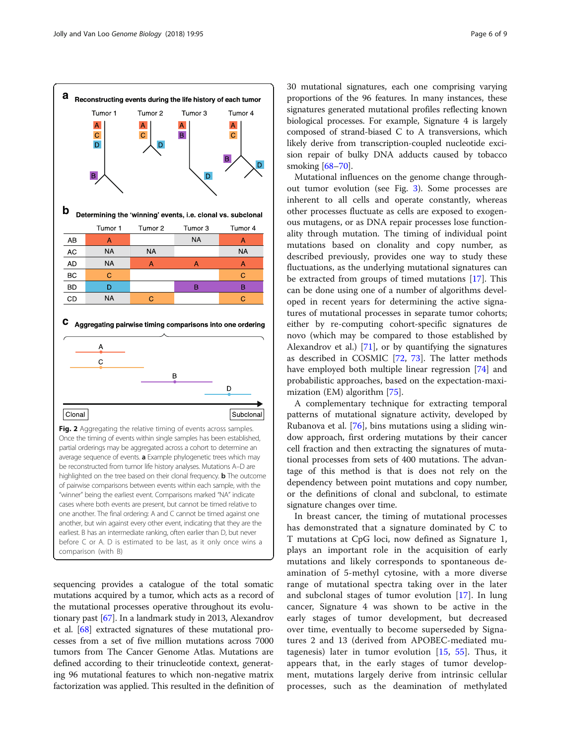**a** Reconstructing events during the life history of each tumor

**b** Determining the 'winning' events, i.e. clonal vs. subclonal

| | Tumor 1 | Tumor 2 | Tumor 3 | Tumor 4 |
|---|---|---|---|---|
| AB | A | | NA | A |
| AC | NA | NA | | NA |
| AD | NA | A | A | A |
| BC | C | | | C |
| BD | D | | B | B |
| CD | NA | C | | C |

**c** Aggregating pairwise timing comparisons into one ordering

**Fig. 2** Aggregating the relative timing of events across samples. Once the timing of events within single samples has been established, partial orderings may be aggregated across a cohort to determine an average sequence of events. **a** Example phylogenetic trees which may be reconstructed from tumor life history analyses. Mutations A–D are highlighted on the tree based on their clonal frequency. **b** The outcome of pairwise comparisons between events within each sample, with the "winner" being the earliest event. Comparisons marked "NA" indicate cases where both events are present, but cannot be timed relative to one another. The final ordering: A and C cannot be timed against one another, but win against every other event, indicating that they are the earliest. B has an intermediate ranking, often earlier than D, but never before C or A. D is estimated to be last, as it only once wins a comparison (with B)

sequencing provides a catalogue of the total somatic mutations acquired by a tumor, which acts as a record of the mutational processes operative throughout its evolutionary past [67]. In a landmark study in 2013, Alexandrov et al. [68] extracted signatures of these mutational processes from a set of five million mutations across 7000 tumors from The Cancer Genome Atlas. Mutations are defined according to their trinucleotide context, generating 96 mutational features to which non-negative matrix factorization was applied. This resulted in the definition of 30 mutational signatures, each one comprising varying proportions of the 96 features. In many instances, these signatures generated mutational profiles reflecting known biological processes. For example, Signature 4 is largely composed of strand-biased C to A transversions, which likely derive from transcription-coupled nucleotide excision repair of bulky DNA adducts caused by tobacco smoking [68–70].

Mutational influences on the genome change throughout tumor evolution (see Fig. 3). Some processes are inherent to all cells and operate constantly, whereas other processes fluctuate as cells are exposed to exogenous mutagens, or as DNA repair processes lose functionality through mutation. The timing of individual point mutations based on clonality and copy number, as described previously, provides one way to study these fluctuations, as the underlying mutational signatures can be extracted from groups of timed mutations [17]. This can be done using one of a number of algorithms developed in recent years for determining the active signatures of mutational processes in separate tumor cohorts; either by re-computing cohort-specific signatures de novo (which may be compared to those established by Alexandrov et al.) [71], or by quantifying the signatures as described in COSMIC [72, 73]. The latter methods have employed both multiple linear regression [74] and probabilistic approaches, based on the expectation-maximization (EM) algorithm [75].

A complementary technique for extracting temporal patterns of mutational signature activity, developed by Rubanova et al. [76], bins mutations using a sliding window approach, first ordering mutations by their cancer cell fraction and then extracting the signatures of mutational processes from sets of 400 mutations. The advantage of this method is that is does not rely on the dependency between point mutations and copy number, or the definitions of clonal and subclonal, to estimate signature changes over time.

In breast cancer, the timing of mutational processes has demonstrated that a signature dominated by C to T mutations at CpG loci, now defined as Signature 1, plays an important role in the acquisition of early mutations and likely corresponds to spontaneous deamination of 5-methyl cytosine, with a more diverse range of mutational spectra taking over in the later and subclonal stages of tumor evolution [17]. In lung cancer, Signature 4 was shown to be active in the early stages of tumor development, but decreased over time, eventually to become superseded by Signatures 2 and 13 (derived from APOBEC-mediated mutagenesis) later in tumor evolution [15, 55]. Thus, it appears that, in the early stages of tumor development, mutations largely derive from intrinsic cellular processes, such as the deamination of methylated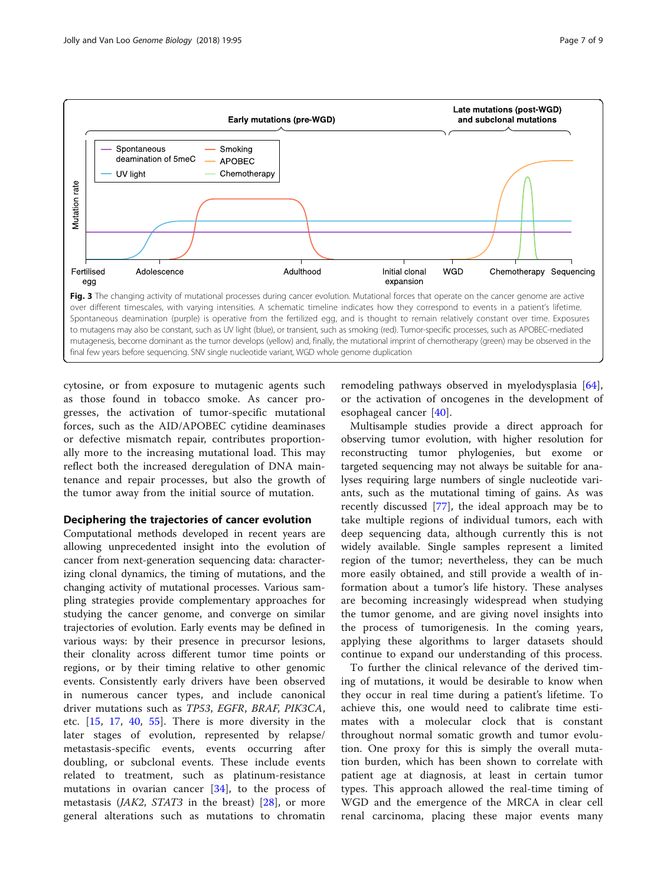Early mutations (pre-WGD)

Late mutations (post-WGD) and subclonal mutations

Spontaneous deamination of 5meC

UV light

Smoking

APOBEC

Chemotherapy

Mutation rate

Fertilised egg

Adolescence

Adulthood

Initial clonal expansion

WGD

Chemotherapy

Sequencing

**Fig. 3** The changing activity of mutational processes during cancer evolution. Mutational forces that operate on the cancer genome are active over different timescales, with varying intensities. A schematic timeline indicates how they correspond to events in a patient's lifetime. Spontaneous deamination (purple) is operative from the fertilized egg, and is thought to remain relatively constant over time. Exposures to mutagens may also be constant, such as UV light (blue), or transient, such as smoking (red). Tumor-specific processes, such as APOBEC-mediated mutagenesis, become dominant as the tumor develops (yellow) and, finally, the mutational imprint of chemotherapy (green) may be observed in the final few years before sequencing. SNV single nucleotide variant, WGD whole genome duplication

cytosine, or from exposure to mutagenic agents such as those found in tobacco smoke. As cancer progresses, the activation of tumor-specific mutational forces, such as the AID/APOBEC cytidine deaminases or defective mismatch repair, contributes proportionally more to the increasing mutational load. This may reflect both the increased deregulation of DNA maintenance and repair processes, but also the growth of the tumor away from the initial source of mutation.

## Deciphering the trajectories of cancer evolution

Computational methods developed in recent years are allowing unprecedented insight into the evolution of cancer from next-generation sequencing data: characterizing clonal dynamics, the timing of mutations, and the changing activity of mutational processes. Various sampling strategies provide complementary approaches for studying the cancer genome, and converge on similar trajectories of evolution. Early events may be defined in various ways: by their presence in precursor lesions, their clonality across different tumor time points or regions, or by their timing relative to other genomic events. Consistently early drivers have been observed in numerous cancer types, and include canonical driver mutations such as *TP53*, *EGFR*, *BRAF*, *PIK3CA*, etc. [15, 17, 40, 55]. There is more diversity in the later stages of evolution, represented by relapse/metastasis-specific events, events occurring after doubling, or subclonal events. These include events related to treatment, such as platinum-resistance mutations in ovarian cancer [34], to the process of metastasis (*JAK2*, *STAT3* in the breast) [28], or more general alterations such as mutations to chromatin remodeling pathways observed in myelodysplasia [64], or the activation of oncogenes in the development of esophageal cancer [40].

Multisample studies provide a direct approach for observing tumor evolution, with higher resolution for reconstructing tumor phylogenies, but exome or targeted sequencing may not always be suitable for analyses requiring large numbers of single nucleotide variants, such as the mutational timing of gains. As was recently discussed [77], the ideal approach may be to take multiple regions of individual tumors, each with deep sequencing data, although currently this is not widely available. Single samples represent a limited region of the tumor; nevertheless, they can be much more easily obtained, and still provide a wealth of information about a tumor's life history. These analyses are becoming increasingly widespread when studying the tumor genome, and are giving novel insights into the process of tumorigenesis. In the coming years, applying these algorithms to larger datasets should continue to expand our understanding of this process.

To further the clinical relevance of the derived timing of mutations, it would be desirable to know when they occur in real time during a patient's lifetime. To achieve this, one would need to calibrate time estimates with a molecular clock that is constant throughout normal somatic growth and tumor evolution. One proxy for this is simply the overall mutation burden, which has been shown to correlate with patient age at diagnosis, at least in certain tumor types. This approach allowed the real-time timing of WGD and the emergence of the MRCA in clear cell renal carcinoma, placing these major events many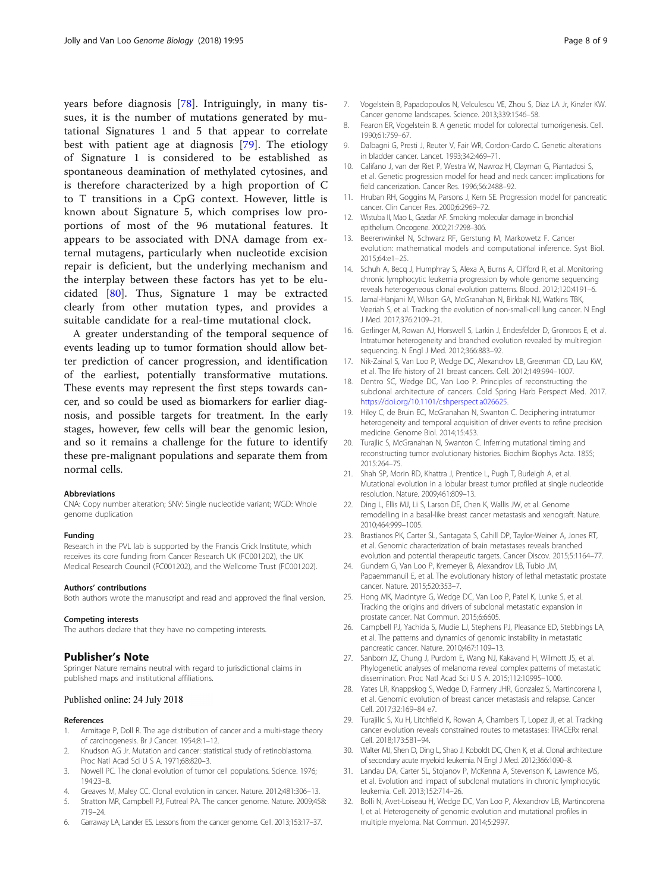years before diagnosis [78]. Intriguingly, in many tissues, it is the number of mutations generated by mutational Signatures 1 and 5 that appear to correlate best with patient age at diagnosis [79]. The etiology of Signature 1 is considered to be established as spontaneous deamination of methylated cytosines, and is therefore characterized by a high proportion of C to T transitions in a CpG context. However, little is known about Signature 5, which comprises low proportions of most of the 96 mutational features. It appears to be associated with DNA damage from external mutagens, particularly when nucleotide excision repair is deficient, but the underlying mechanism and the interplay between these factors has yet to be elucidated [80]. Thus, Signature 1 may be extracted clearly from other mutation types, and provides a suitable candidate for a real-time mutational clock.

A greater understanding of the temporal sequence of events leading up to tumor formation should allow better prediction of cancer progression, and identification of the earliest, potentially transformative mutations. These events may represent the first steps towards cancer, and so could be used as biomarkers for earlier diagnosis, and possible targets for treatment. In the early stages, however, few cells will bear the genomic lesion, and so it remains a challenge for the future to identify these pre-malignant populations and separate them from normal cells.

#### Abbreviations

CNA: Copy number alteration; SNV: Single nucleotide variant; WGD: Whole genome duplication

#### Funding

Research in the PVL lab is supported by the Francis Crick Institute, which receives its core funding from Cancer Research UK (FC001202), the UK Medical Research Council (FC001202), and the Wellcome Trust (FC001202).

#### Authors' contributions

Both authors wrote the manuscript and read and approved the final version.

#### Competing interests

The authors declare that they have no competing interests.

## Publisher's Note

Springer Nature remains neutral with regard to jurisdictional claims in published maps and institutional affiliations.

Published online: 24 July 2018

#### References

1. Armitage P, Doll R. The age distribution of cancer and a multi-stage theory of carcinogenesis. Br J Cancer. 1954;8:1–12.
2. Knudson AG Jr. Mutation and cancer: statistical study of retinoblastoma. Proc Natl Acad Sci U S A. 1971;68:820–3.
3. Nowell PC. The clonal evolution of tumor cell populations. Science. 1976; 194:23–8.
4. Greaves M, Maley CC. Clonal evolution in cancer. Nature. 2012;481:306–13.
5. Stratton MR, Campbell PJ, Futreal PA. The cancer genome. Nature. 2009;458: 719–24.
6. Garraway LA, Lander ES. Lessons from the cancer genome. Cell. 2013;153:17–37.
7. Vogelstein B, Papadopoulos N, Velculescu VE, Zhou S, Diaz LA Jr, Kinzler KW. Cancer genome landscapes. Science. 2013;339:1546–58.
8. Fearon ER, Vogelstein B. A genetic model for colorectal tumorigenesis. Cell. 1990;61:759–67.
9. Dalbagni G, Presti J, Reuter V, Fair WR, Cordon-Cardo C. Genetic alterations in bladder cancer. Lancet. 1993;342:469–71.
10. Califano J, van der Riet P, Westra W, Nawroz H, Clayman G, Piantadosi S, et al. Genetic progression model for head and neck cancer: implications for field cancerization. Cancer Res. 1996;56:2488–92.
11. Hruban RH, Goggins M, Parsons J, Kern SE. Progression model for pancreatic cancer. Clin Cancer Res. 2000;6:2969–72.
12. Wistuba II, Mao L, Gazdar AF. Smoking molecular damage in bronchial epithelium. Oncogene. 2002;21:7298–306.
13. Beerenwinkel N, Schwarz RF, Gerstung M, Markowetz F. Cancer evolution: mathematical models and computational inference. Syst Biol. 2015;64:e1–25.
14. Schuh A, Becq J, Humphray S, Alexa A, Burns A, Clifford R, et al. Monitoring chronic lymphocytic leukemia progression by whole genome sequencing reveals heterogeneous clonal evolution patterns. Blood. 2012;120:4191–6.
15. Jamal-Hanjani M, Wilson GA, McGranahan N, Birkbak NJ, Watkins TBK, Veeriah S, et al. Tracking the evolution of non-small-cell lung cancer. N Engl J Med. 2017;376:2109–21.
16. Gerlinger M, Rowan AJ, Horswell S, Larkin J, Endesfelder D, Gronroos E, et al. Intratumor heterogeneity and branched evolution revealed by multiregion sequencing. N Engl J Med. 2012;366:883–92.
17. Nik-Zainal S, Van Loo P, Wedge DC, Alexandrov LB, Greenman CD, Lau KW, et al. The life history of 21 breast cancers. Cell. 2012;149:994–1007.
18. Dentro SC, Wedge DC, Van Loo P. Principles of reconstructing the subclonal architecture of cancers. Cold Spring Harb Perspect Med. 2017. https://doi.org/10.1101/cshperspect.a026625.
19. Hiley C, de Bruin EC, McGranahan N, Swanton C. Deciphering intratumor heterogeneity and temporal acquisition of driver events to refine precision medicine. Genome Biol. 2014;15:453.
20. Turajlic S, McGranahan N, Swanton C. Inferring mutational timing and reconstructing tumor evolutionary histories. Biochim Biophys Acta. 1855; 2015:264–75.
21. Shah SP, Morin RD, Khattra J, Prentice L, Pugh T, Burleigh A, et al. Mutational evolution in a lobular breast tumor profiled at single nucleotide resolution. Nature. 2009;461:809–13.
22. Ding L, Ellis MJ, Li S, Larson DE, Chen K, Wallis JW, et al. Genome remodelling in a basal-like breast cancer metastasis and xenograft. Nature. 2010;464:999–1005.
23. Brastianos PK, Carter SL, Santagata S, Cahill DP, Taylor-Weiner A, Jones RT, et al. Genomic characterization of brain metastases reveals branched evolution and potential therapeutic targets. Cancer Discov. 2015;5:1164–77.
24. Gundem G, Van Loo P, Kremeyer B, Alexandrov LB, Tubio JM, Papaemmanuil E, et al. The evolutionary history of lethal metastatic prostate cancer. Nature. 2015;520:353–7.
25. Hong MK, Macintyre G, Wedge DC, Van Loo P, Patel K, Lunke S, et al. Tracking the origins and drivers of subclonal metastatic expansion in prostate cancer. Nat Commun. 2015;6:6605.
26. Campbell PJ, Yachida S, Mudie LJ, Stephens PJ, Pleasance ED, Stebbings LA, et al. The patterns and dynamics of genomic instability in metastatic pancreatic cancer. Nature. 2010;467:1109–13.
27. Sanborn JZ, Chung J, Purdom E, Wang NJ, Kakavand H, Wilmott JS, et al. Phylogenetic analyses of melanoma reveal complex patterns of metastatic dissemination. Proc Natl Acad Sci U S A. 2015;112:10995–1000.
28. Yates LR, Knappskog S, Wedge D, Farmery JHR, Gonzalez S, Martincorena I, et al. Genomic evolution of breast cancer metastasis and relapse. Cancer Cell. 2017;32:169–84 e7.
29. Turajlic S, Xu H, Litchfield K, Rowan A, Chambers T, Lopez JI, et al. Tracking cancer evolution reveals constrained routes to metastases: TRACERx renal. Cell. 2018;173:581–94.
30. Walter MJ, Shen D, Ding L, Shao J, Koboldt DC, Chen K, et al. Clonal architecture of secondary acute myeloid leukemia. N Engl J Med. 2012;366:1090–8.
31. Landau DA, Carter SL, Stojanov P, McKenna A, Stevenson K, Lawrence MS, et al. Evolution and impact of subclonal mutations in chronic lymphocytic leukemia. Cell. 2013;152:714–26.
32. Bolli N, Avet-Loiseau H, Wedge DC, Van Loo P, Alexandrov LB, Martincorena I, et al. Heterogeneity of genomic evolution and mutational profiles in multiple myeloma. Nat Commun. 2014;5:2997.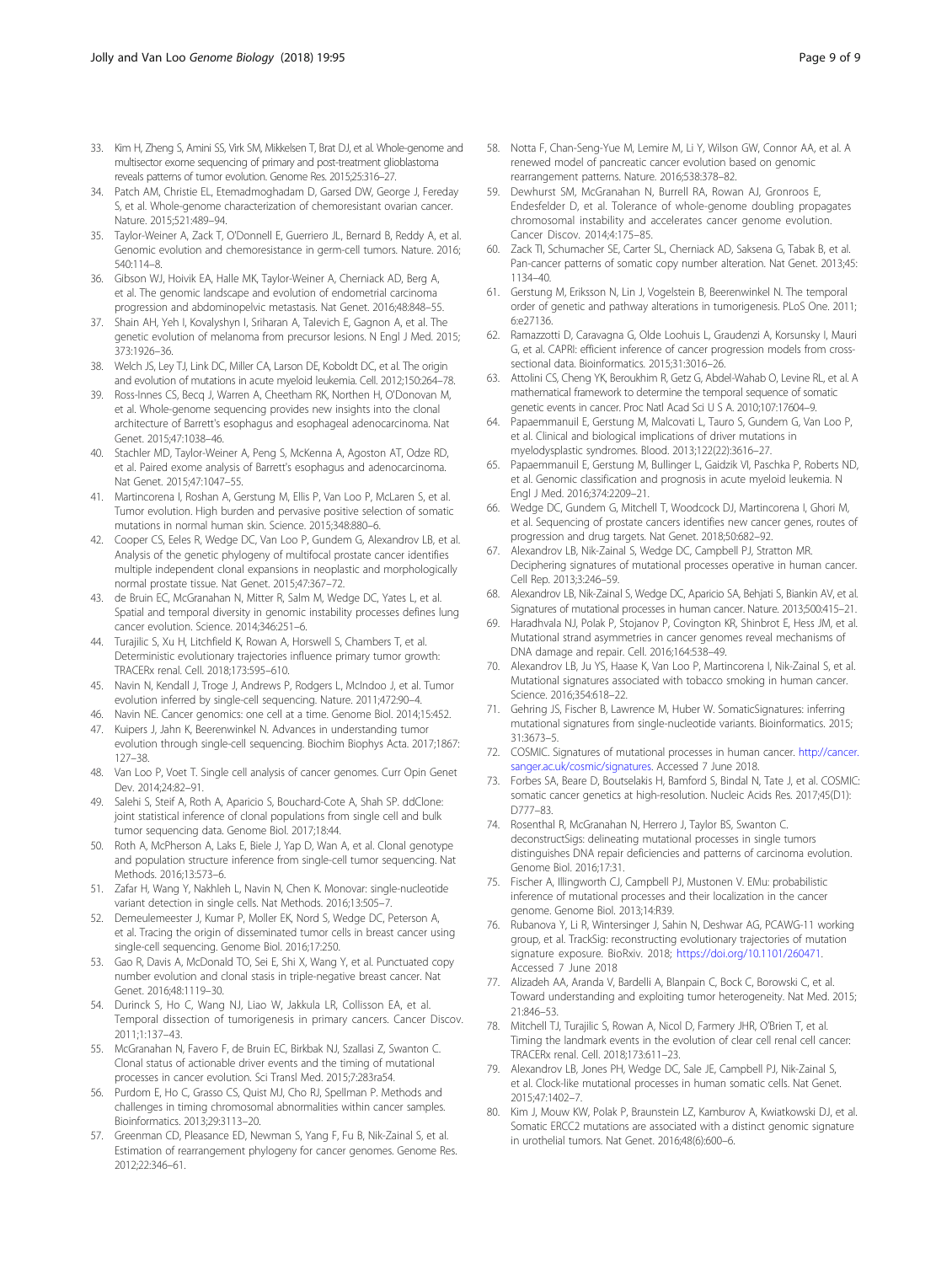33. Kim H, Zheng S, Amini SS, Virk SM, Mikkelsen T, Brat DJ, et al. Whole-genome and multisector exome sequencing of primary and post-treatment glioblastoma reveals patterns of tumor evolution. Genome Res. 2015;25:316–27.
34. Patch AM, Christie EL, Etemadmoghadam D, Garsed DW, George J, Fereday S, et al. Whole-genome characterization of chemoresistant ovarian cancer. Nature. 2015;521:489–94.
35. Taylor-Weiner A, Zack T, O'Donnell E, Guerriero JL, Bernard B, Reddy A, et al. Genomic evolution and chemoresistance in germ-cell tumors. Nature. 2016; 540:114–8.
36. Gibson WJ, Hoivik EA, Halle MK, Taylor-Weiner A, Cherniack AD, Berg A, et al. The genomic landscape and evolution of endometrial carcinoma progression and abdominopelvic metastasis. Nat Genet. 2016;48:848–55.
37. Shain AH, Yeh I, Kovalyshyn I, Sriharan A, Talevich E, Gagnon A, et al. The genetic evolution of melanoma from precursor lesions. N Engl J Med. 2015; 373:1926–36.
38. Welch JS, Ley TJ, Link DC, Miller CA, Larson DE, Koboldt DC, et al. The origin and evolution of mutations in acute myeloid leukemia. Cell. 2012;150:264–78.
39. Ross-Innes CS, Becq J, Warren A, Cheetham RK, Northen H, O'Donovan M, et al. Whole-genome sequencing provides new insights into the clonal architecture of Barrett's esophagus and esophageal adenocarcinoma. Nat Genet. 2015;47:1038–46.
40. Stachler MD, Taylor-Weiner A, Peng S, McKenna A, Agoston AT, Odze RD, et al. Paired exome analysis of Barrett's esophagus and adenocarcinoma. Nat Genet. 2015;47:1047–55.
41. Martincorena I, Roshan A, Gerstung M, Ellis P, Van Loo P, McLaren S, et al. Tumor evolution. High burden and pervasive positive selection of somatic mutations in normal human skin. Science. 2015;348:880–6.
42. Cooper CS, Eeles R, Wedge DC, Van Loo P, Gundem G, Alexandrov LB, et al. Analysis of the genetic phylogeny of multifocal prostate cancer identifies multiple independent clonal expansions in neoplastic and morphologically normal prostate tissue. Nat Genet. 2015;47:367–72.
43. de Bruin EC, McGranahan N, Mitter R, Salm M, Wedge DC, Yates L, et al. Spatial and temporal diversity in genomic instability processes defines lung cancer evolution. Science. 2014;346:251–6.
44. Turajlic S, Xu H, Litchfield K, Rowan A, Horswell S, Chambers T, et al. Deterministic evolutionary trajectories influence primary tumor growth: TRACERx renal. Cell. 2018;173:595–610.
45. Navin N, Kendall J, Troge J, Andrews P, Rodgers L, McIndoo J, et al. Tumor evolution inferred by single-cell sequencing. Nature. 2011;472:90–4.
46. Navin NE. Cancer genomics: one cell at a time. Genome Biol. 2014;15:452.
47. Kuipers J, Jahn K, Beerenwinkel N. Advances in understanding tumor evolution through single-cell sequencing. Biochim Biophys Acta. 2017;1867: 127–38.
48. Van Loo P, Voet T. Single cell analysis of cancer genomes. Curr Opin Genet Dev. 2014;24:82–91.
49. Salehi S, Steif A, Roth A, Aparicio S, Bouchard-Cote A, Shah SP. ddClone: joint statistical inference of clonal populations from single cell and bulk tumor sequencing data. Genome Biol. 2017;18:44.
50. Roth A, McPherson A, Laks E, Biele J, Yap D, Wan A, et al. Clonal genotype and population structure inference from single-cell tumor sequencing. Nat Methods. 2016;13:573–6.
51. Zafar H, Wang Y, Nakhleh L, Navin N, Chen K. Monovar: single-nucleotide variant detection in single cells. Nat Methods. 2016;13:505–7.
52. Demeulemeester J, Kumar P, Moller EK, Nord S, Wedge DC, Peterson A, et al. Tracing the origin of disseminated tumor cells in breast cancer using single-cell sequencing. Genome Biol. 2016;17:250.
53. Gao R, Davis A, McDonald TO, Sei E, Shi X, Wang Y, et al. Punctuated copy number evolution and clonal stasis in triple-negative breast cancer. Nat Genet. 2016;48:1119–30.
54. Durinck S, Ho C, Wang NJ, Liao W, Jakkula LR, Collisson EA, et al. Temporal dissection of tumorigenesis in primary cancers. Cancer Discov. 2011;1:137–43.
55. McGranahan N, Favero F, de Bruin EC, Birkbak NJ, Szallasi Z, Swanton C. Clonal status of actionable driver events and the timing of mutational processes in cancer evolution. Sci Transl Med. 2015;7:283ra54.
56. Purdom E, Ho C, Grasso CS, Quist MJ, Cho RJ, Spellman P. Methods and challenges in timing chromosomal abnormalities within cancer samples. Bioinformatics. 2013;29:3113–20.
57. Greenman CD, Pleasance ED, Newman S, Yang F, Fu B, Nik-Zainal S, et al. Estimation of rearrangement phylogeny for cancer genomes. Genome Res. 2012;22:346–61.
58. Notta F, Chan-Seng-Yue M, Lemire M, Li Y, Wilson GW, Connor AA, et al. A renewed model of pancreatic cancer evolution based on genomic rearrangement patterns. Nature. 2016;538:378–82.
59. Dewhurst SM, McGranahan N, Burrell RA, Rowan AJ, Gronroos E, Endesfelder D, et al. Tolerance of whole-genome doubling propagates chromosomal instability and accelerates cancer genome evolution. Cancer Discov. 2014;4:175–85.
60. Zack TI, Schumacher SE, Carter SL, Cherniack AD, Saksena G, Tabak B, et al. Pan-cancer patterns of somatic copy number alteration. Nat Genet. 2013;45: 1134–40.
61. Gerstung M, Eriksson N, Lin J, Vogelstein B, Beerenwinkel N. The temporal order of genetic and pathway alterations in tumorigenesis. PLoS One. 2011; 6:e27136.
62. Ramazzotti D, Caravagna G, Olde Loohuis L, Graudenzi A, Korsunsky I, Mauri G, et al. CAPRI: efficient inference of cancer progression models from cross-sectional data. Bioinformatics. 2015;31:3016–26.
63. Attolini CS, Cheng YK, Beroukhim R, Getz G, Abdel-Wahab O, Levine RL, et al. A mathematical framework to determine the temporal sequence of somatic genetic events in cancer. Proc Natl Acad Sci U S A. 2010;107:17604–9.
64. Papaemmanuil E, Gerstung M, Malcovati L, Tauro S, Gundem G, Van Loo P, et al. Clinical and biological implications of driver mutations in myelodysplastic syndromes. Blood. 2013;122(22):3616–27.
65. Papaemmanuil E, Gerstung M, Bullinger L, Gaidzik VI, Paschka P, Roberts ND, et al. Genomic classification and prognosis in acute myeloid leukemia. N Engl J Med. 2016;374:2209–21.
66. Wedge DC, Gundem G, Mitchell T, Woodcock DJ, Martincorena I, Ghori M, et al. Sequencing of prostate cancers identifies new cancer genes, routes of progression and drug targets. Nat Genet. 2018;50:682–92.
67. Alexandrov LB, Nik-Zainal S, Wedge DC, Campbell PJ, Stratton MR. Deciphering signatures of mutational processes operative in human cancer. Cell Rep. 2013;3:246–59.
68. Alexandrov LB, Nik-Zainal S, Wedge DC, Aparicio SA, Behjati S, Biankin AV, et al. Signatures of mutational processes in human cancer. Nature. 2013;500:415–21.
69. Haradhvala NJ, Polak P, Stojanov P, Covington KR, Shinbrot E, Hess JM, et al. Mutational strand asymmetries in cancer genomes reveal mechanisms of DNA damage and repair. Cell. 2016;164:538–49.
70. Alexandrov LB, Ju YS, Haase K, Van Loo P, Martincorena I, Nik-Zainal S, et al. Mutational signatures associated with tobacco smoking in human cancer. Science. 2016;354:618–22.
71. Gehring JS, Fischer B, Lawrence M, Huber W. SomaticSignatures: inferring mutational signatures from single-nucleotide variants. Bioinformatics. 2015; 31:3673–5.
72. COSMIC. Signatures of mutational processes in human cancer. http://cancer.sanger.ac.uk/cosmic/signatures. Accessed 7 June 2018.
73. Forbes SA, Beare D, Boutselakis H, Bamford S, Bindal N, Tate J, et al. COSMIC: somatic cancer genetics at high-resolution. Nucleic Acids Res. 2017;45(D1): D777–83.
74. Rosenthal R, McGranahan N, Herrero J, Taylor BS, Swanton C. deconstructSigs: delineating mutational processes in single tumors distinguishes DNA repair deficiencies and patterns of carcinoma evolution. Genome Biol. 2016;17:31.
75. Fischer A, Illingworth CJ, Campbell PJ, Mustonen V. EMu: probabilistic inference of mutational processes and their localization in the cancer genome. Genome Biol. 2013;14:R39.
76. Rubanova Y, Li R, Wintersinger J, Sahin N, Deshwar AG, PCAWG-11 working group, et al. TrackSig: reconstructing evolutionary trajectories of mutation signature exposure. BioRxiv. 2018; https://doi.org/10.1101/260471. Accessed 7 June 2018
77. Alizadeh AA, Aranda V, Bardelli A, Blanpain C, Bock C, Borowski C, et al. Toward understanding and exploiting tumor heterogeneity. Nat Med. 2015; 21:846–53.
78. Mitchell TJ, Turajlic S, Rowan A, Nicol D, Farmery JHR, O'Brien T, et al. Timing the landmark events in the evolution of clear cell renal cell cancer: TRACERx renal. Cell. 2018;173:611–23.
79. Alexandrov LB, Jones PH, Wedge DC, Sale JE, Campbell PJ, Nik-Zainal S, et al. Clock-like mutational processes in human somatic cells. Nat Genet. 2015;47:1402–7.
80. Kim J, Mouw KW, Polak P, Braunstein LZ, Kamburov A, Kwiatkowski DJ, et al. Somatic ERCC2 mutations are associated with a distinct genomic signature in urothelial tumors. Nat Genet. 2016;48(6):600–6.